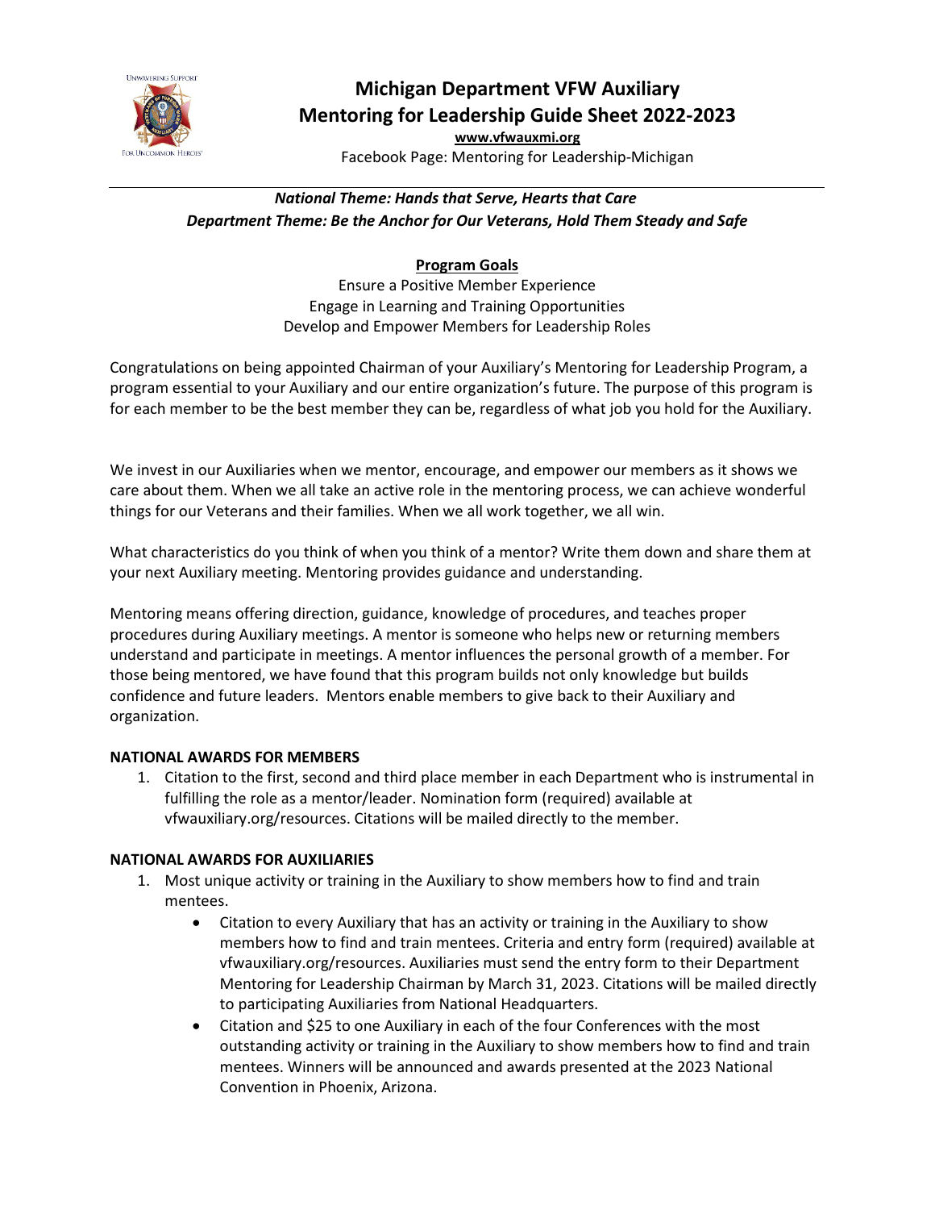# Michigan Department VFW Auxiliary
# Mentoring for Leadership Guide Sheet 2022-2023

**www.vfwauxmi.org**

Facebook Page: Mentoring for Leadership-Michigan

---

***National Theme: Hands that Serve, Hearts that Care***

***Department Theme: Be the Anchor for Our Veterans, Hold Them Steady and Safe***

## Program Goals

Ensure a Positive Member Experience

Engage in Learning and Training Opportunities

Develop and Empower Members for Leadership Roles

Congratulations on being appointed Chairman of your Auxiliary's Mentoring for Leadership Program, a program essential to your Auxiliary and our entire organization's future. The purpose of this program is for each member to be the best member they can be, regardless of what job you hold for the Auxiliary.

We invest in our Auxiliaries when we mentor, encourage, and empower our members as it shows we care about them. When we all take an active role in the mentoring process, we can achieve wonderful things for our Veterans and their families. When we all work together, we all win.

What characteristics do you think of when you think of a mentor? Write them down and share them at your next Auxiliary meeting. Mentoring provides guidance and understanding.

Mentoring means offering direction, guidance, knowledge of procedures, and teaches proper procedures during Auxiliary meetings. A mentor is someone who helps new or returning members understand and participate in meetings. A mentor influences the personal growth of a member. For those being mentored, we have found that this program builds not only knowledge but builds confidence and future leaders. Mentors enable members to give back to their Auxiliary and organization.

**NATIONAL AWARDS FOR MEMBERS**

1. Citation to the first, second and third place member in each Department who is instrumental in fulfilling the role as a mentor/leader. Nomination form (required) available at vfwauxiliary.org/resources. Citations will be mailed directly to the member.

**NATIONAL AWARDS FOR AUXILIARIES**

1. Most unique activity or training in the Auxiliary to show members how to find and train mentees.
    - Citation to every Auxiliary that has an activity or training in the Auxiliary to show members how to find and train mentees. Criteria and entry form (required) available at vfwauxiliary.org/resources. Auxiliaries must send the entry form to their Department Mentoring for Leadership Chairman by March 31, 2023. Citations will be mailed directly to participating Auxiliaries from National Headquarters.
    - Citation and $25 to one Auxiliary in each of the four Conferences with the most outstanding activity or training in the Auxiliary to show members how to find and train mentees. Winners will be announced and awards presented at the 2023 National Convention in Phoenix, Arizona.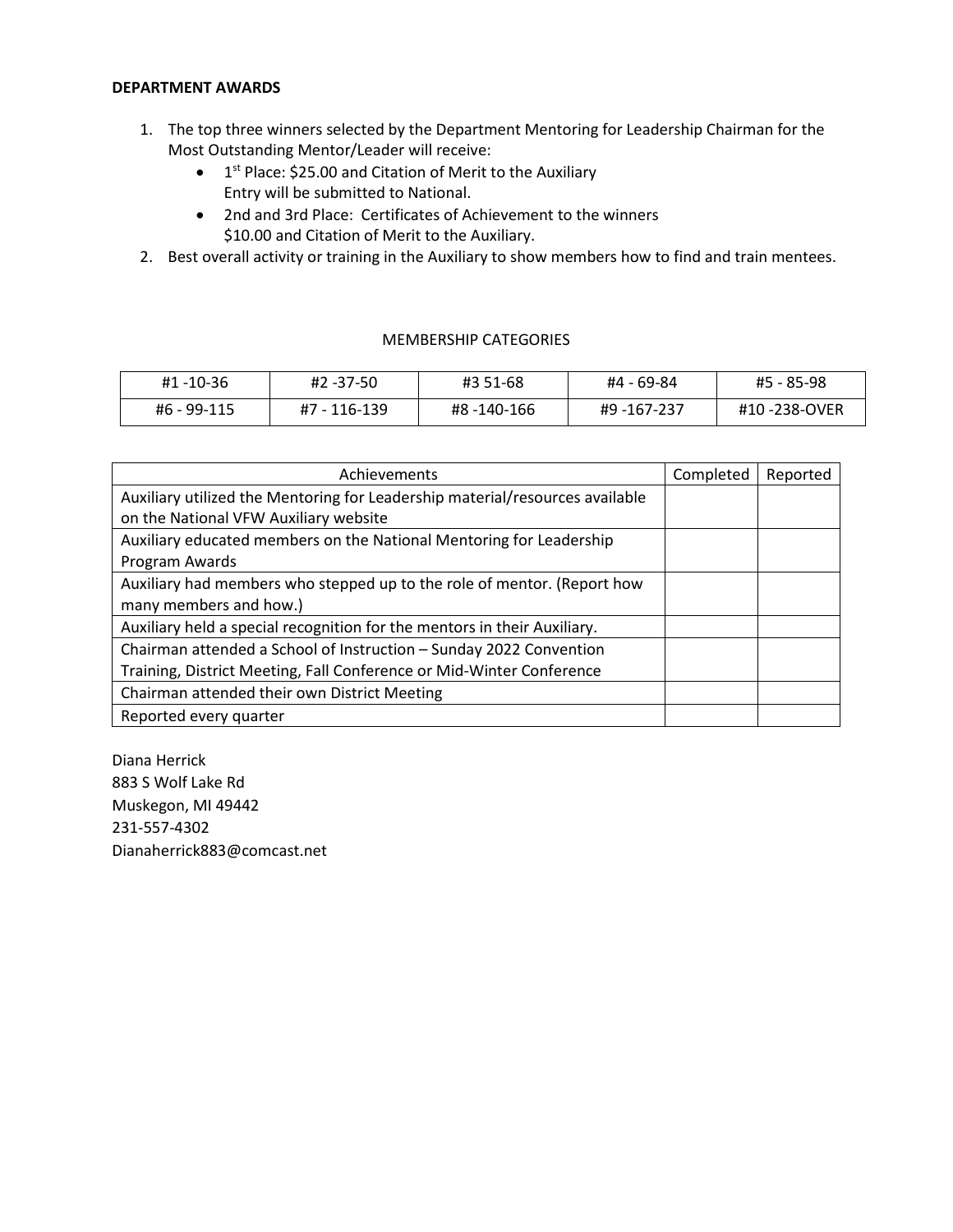**DEPARTMENT AWARDS**

1. The top three winners selected by the Department Mentoring for Leadership Chairman for the Most Outstanding Mentor/Leader will receive:
   - 1st Place: $25.00 and Citation of Merit to the Auxiliary
     Entry will be submitted to National.
   - 2nd and 3rd Place: Certificates of Achievement to the winners
     $10.00 and Citation of Merit to the Auxiliary.
2. Best overall activity or training in the Auxiliary to show members how to find and train mentees.

MEMBERSHIP CATEGORIES

| | | | | |
|---|---|---|---|---|
| #1 -10-36 | #2 -37-50 | #3 51-68 | #4 - 69-84 | #5 - 85-98 |
| #6 - 99-115 | #7 - 116-139 | #8 -140-166 | #9 -167-237 | #10 -238-OVER |

| Achievements | Completed | Reported |
|---|---|---|
| Auxiliary utilized the Mentoring for Leadership material/resources available on the National VFW Auxiliary website | | |
| Auxiliary educated members on the National Mentoring for Leadership Program Awards | | |
| Auxiliary had members who stepped up to the role of mentor. (Report how many members and how.) | | |
| Auxiliary held a special recognition for the mentors in their Auxiliary. | | |
| Chairman attended a School of Instruction – Sunday 2022 Convention Training, District Meeting, Fall Conference or Mid-Winter Conference | | |
| Chairman attended their own District Meeting | | |
| Reported every quarter | | |

Diana Herrick
883 S Wolf Lake Rd
Muskegon, MI 49442
231-557-4302
Dianaherrick883@comcast.net